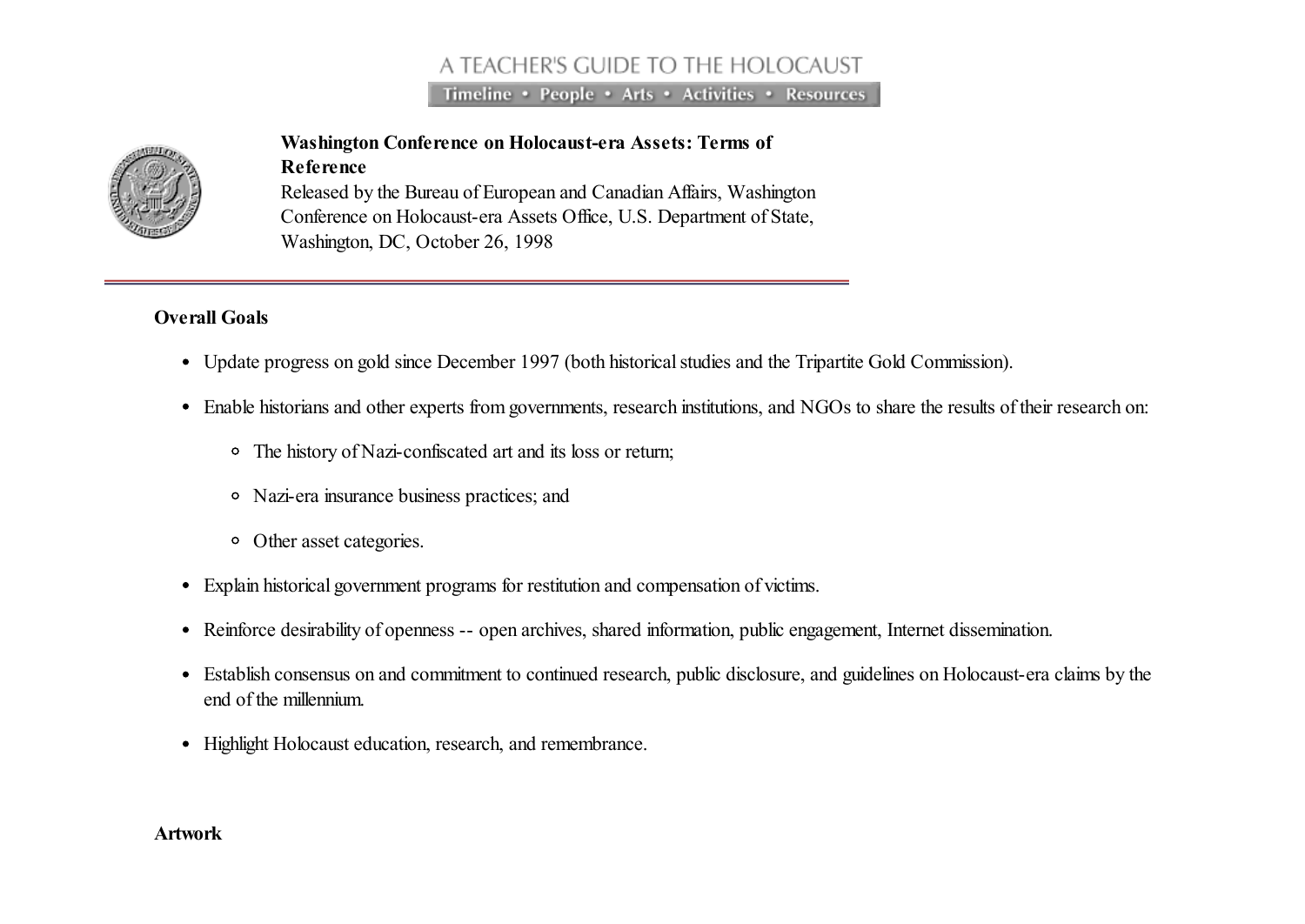A TEACHER'S GUIDE TO THE HOLOCAUST

Timeline • People • Arts • Activities • Resources

**Washington Conference on Holocaust-era Assets: Terms of Reference**

Released by the Bureau of European and Canadian Affairs, Washington Conference on Holocaust-era Assets Office, U.S. Department of State, Washington, DC, October 26, 1998

**Overall Goals**

- Update progress on gold since December 1997 (both historical studies and the Tripartite Gold Commission).
- Enable historians and other experts from governments, research institutions, and NGOs to share the results of their research on:
    - The history of Nazi-confiscated art and its loss or return;
    - Nazi-era insurance business practices; and
    - Other asset categories.
- Explain historical government programs for restitution and compensation of victims.
- Reinforce desirability of openness -- open archives, shared information, public engagement, Internet dissemination.
- Establish consensus on and commitment to continued research, public disclosure, and guidelines on Holocaust-era claims by the end of the millennium.
- Highlight Holocaust education, research, and remembrance.

**Artwork**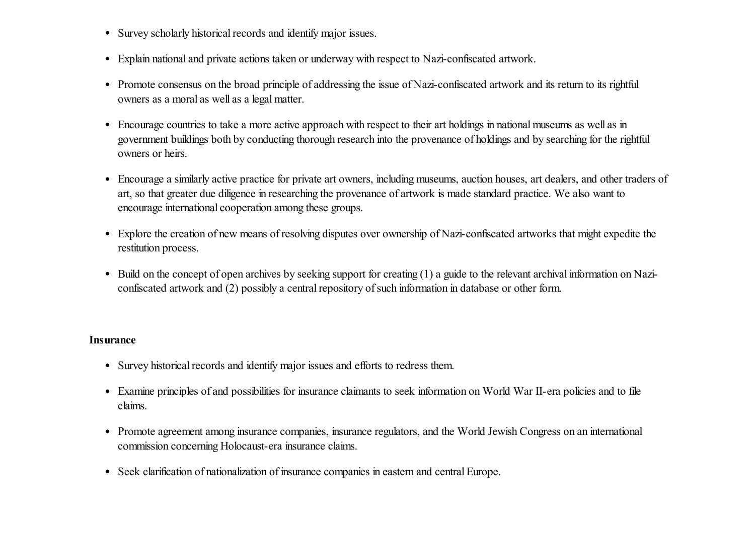- Survey scholarly historical records and identify major issues.
- Explain national and private actions taken or underway with respect to Nazi-confiscated artwork.
- Promote consensus on the broad principle of addressing the issue of Nazi-confiscated artwork and its return to its rightful owners as a moral as well as a legal matter.
- Encourage countries to take a more active approach with respect to their art holdings in national museums as well as in government buildings both by conducting thorough research into the provenance of holdings and by searching for the rightful owners or heirs.
- Encourage a similarly active practice for private art owners, including museums, auction houses, art dealers, and other traders of art, so that greater due diligence in researching the provenance of artwork is made standard practice. We also want to encourage international cooperation among these groups.
- Explore the creation of new means of resolving disputes over ownership of Nazi-confiscated artworks that might expedite the restitution process.
- Build on the concept of open archives by seeking support for creating (1) a guide to the relevant archival information on Nazi-confiscated artwork and (2) possibly a central repository of such information in database or other form.

**Insurance**

- Survey historical records and identify major issues and efforts to redress them.
- Examine principles of and possibilities for insurance claimants to seek information on World War II-era policies and to file claims.
- Promote agreement among insurance companies, insurance regulators, and the World Jewish Congress on an international commission concerning Holocaust-era insurance claims.
- Seek clarification of nationalization of insurance companies in eastern and central Europe.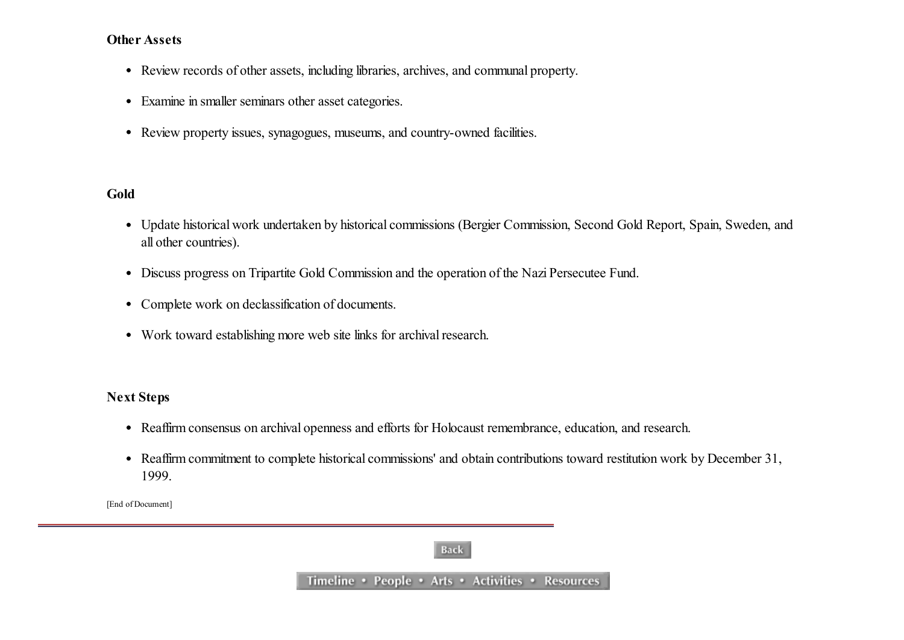**Other Assets**

- Review records of other assets, including libraries, archives, and communal property.
- Examine in smaller seminars other asset categories.
- Review property issues, synagogues, museums, and country-owned facilities.

**Gold**

- Update historical work undertaken by historical commissions (Bergier Commission, Second Gold Report, Spain, Sweden, and all other countries).
- Discuss progress on Tripartite Gold Commission and the operation of the Nazi Persecutee Fund.
- Complete work on declassification of documents.
- Work toward establishing more web site links for archival research.

**Next Steps**

- Reaffirm consensus on archival openness and efforts for Holocaust remembrance, education, and research.
- Reaffirm commitment to complete historical commissions' and obtain contributions toward restitution work by December 31, 1999.

[End of Document]

Back

Timeline • People • Arts • Activities • Resources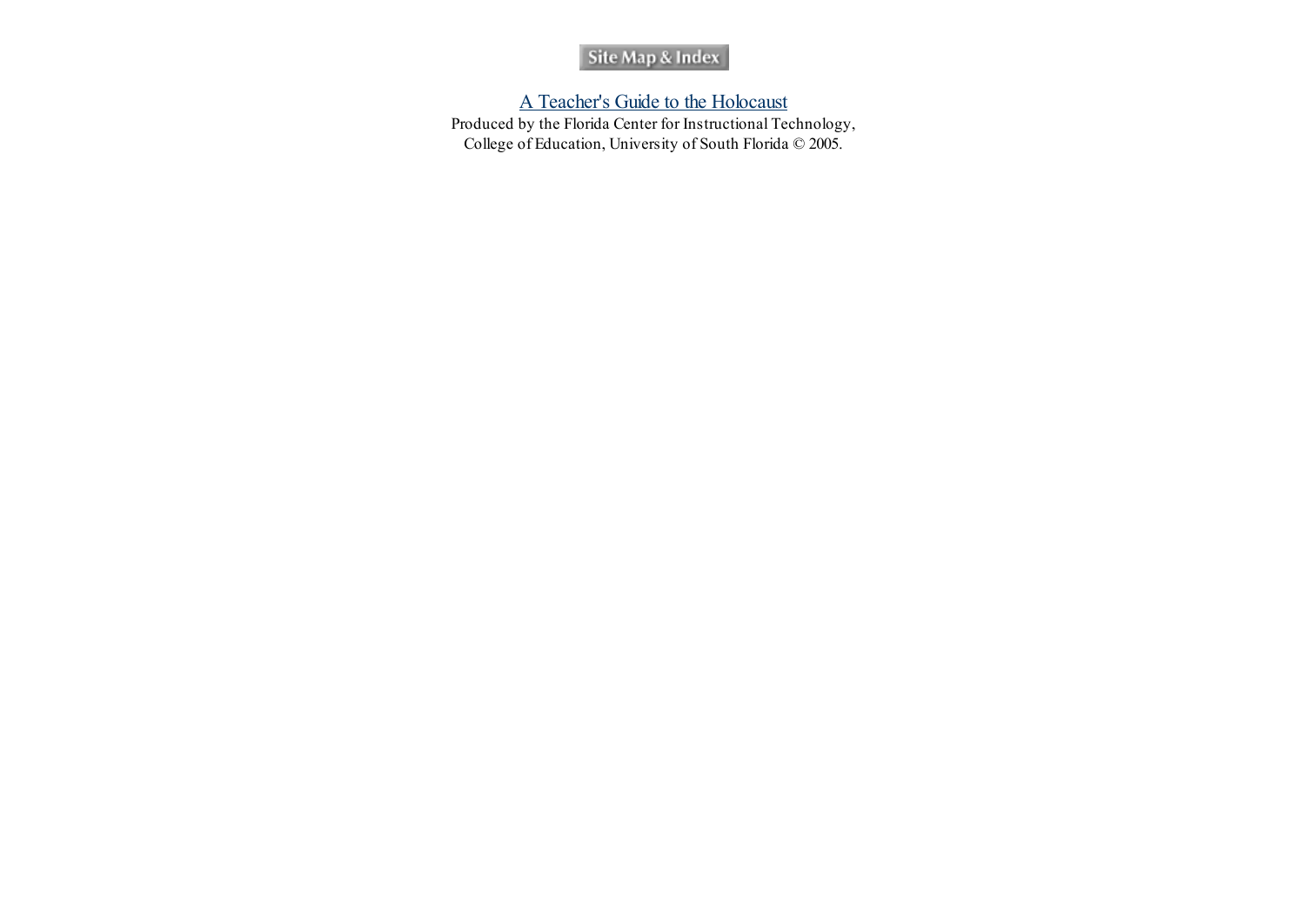Site Map & Index

A Teacher's Guide to the Holocaust
Produced by the Florida Center for Instructional Technology,
College of Education, University of South Florida © 2005.